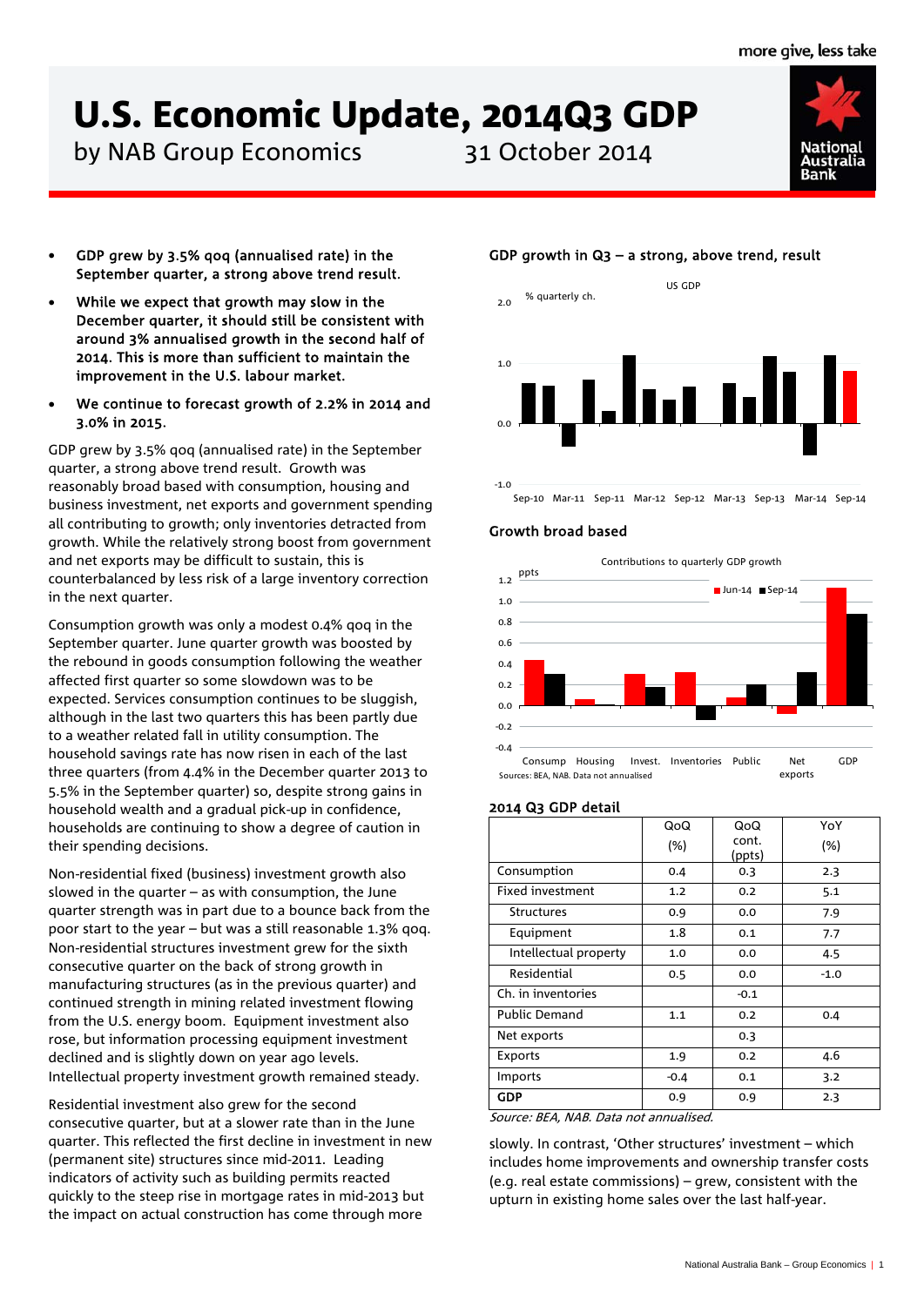# U.S. Economic Update, 2014Q3 GDP

by NAB Group Economics 31 October 2014

- **GDP grew by 3.5% qoq (annualised rate) in the September quarter, a strong above trend result.**
- **While we expect that growth may slow in the December quarter, it should still be consistent with around 3% annualised growth in the second half of 2014. This is more than sufficient to maintain the improvement in the U.S. labour market.**
- **We continue to forecast growth of 2.2% in 2014 and 3.0% in 2015.**

GDP grew by 3.5% qoq (annualised rate) in the September quarter, a strong above trend result. Growth was reasonably broad based with consumption, housing and business investment, net exports and government spending all contributing to growth; only inventories detracted from growth. While the relatively strong boost from government and net exports may be difficult to sustain, this is counterbalanced by less risk of a large inventory correction in the next quarter.

Consumption growth was only a modest 0.4% qoq in the September quarter. June quarter growth was boosted by the rebound in goods consumption following the weather affected first quarter so some slowdown was to be expected. Services consumption continues to be sluggish, although in the last two quarters this has been partly due to a weather related fall in utility consumption. The household savings rate has now risen in each of the last three quarters (from 4.4% in the December quarter 2013 to 5.5% in the September quarter) so, despite strong gains in household wealth and a gradual pick-up in confidence, households are continuing to show a degree of caution in their spending decisions.

Non-residential fixed (business) investment growth also slowed in the quarter – as with consumption, the June quarter strength was in part due to a bounce back from the poor start to the year – but was a still reasonable 1.3% qoq. Non-residential structures investment grew for the sixth consecutive quarter on the back of strong growth in manufacturing structures (as in the previous quarter) and continued strength in mining related investment flowing from the U.S. energy boom. Equipment investment also rose, but information processing equipment investment declined and is slightly down on year ago levels. Intellectual property investment growth remained steady.

Residential investment also grew for the second consecutive quarter, but at a slower rate than in the June quarter. This reflected the first decline in investment in new (permanent site) structures since mid-2011. Leading indicators of activity such as building permits reacted quickly to the steep rise in mortgage rates in mid-2013 but the impact on actual construction has come through more slowly. In contrast, 'Other structures' investment – which includes home improvements and ownership transfer costs (e.g. real estate commissions) – grew, consistent with the upturn in existing home sales over the last half-year.

**GDP growth in Q3 – a strong, above trend, result**

**Growth broad based**

Sources: BEA, NAB. Data not annualised

**2014 Q3 GDP detail**

| | QoQ (%) | QoQ cont. (ppts) | YoY (%) |
|---|---|---|---|
| Consumption | 0.4 | 0.3 | 2.3 |
| Fixed investment | 1.2 | 0.2 | 5.1 |
| Structures | 0.9 | 0.0 | 7.9 |
| Equipment | 1.8 | 0.1 | 7.7 |
| Intellectual property | 1.0 | 0.0 | 4.5 |
| Residential | 0.5 | 0.0 | -1.0 |
| Ch. in inventories | | -0.1 | |
| Public Demand | 1.1 | 0.2 | 0.4 |
| Net exports | | 0.3 | |
| Exports | 1.9 | 0.2 | 4.6 |
| Imports | -0.4 | 0.1 | 3.2 |
| **GDP** | 0.9 | 0.9 | 2.3 |

*Source: BEA, NAB. Data not annualised.*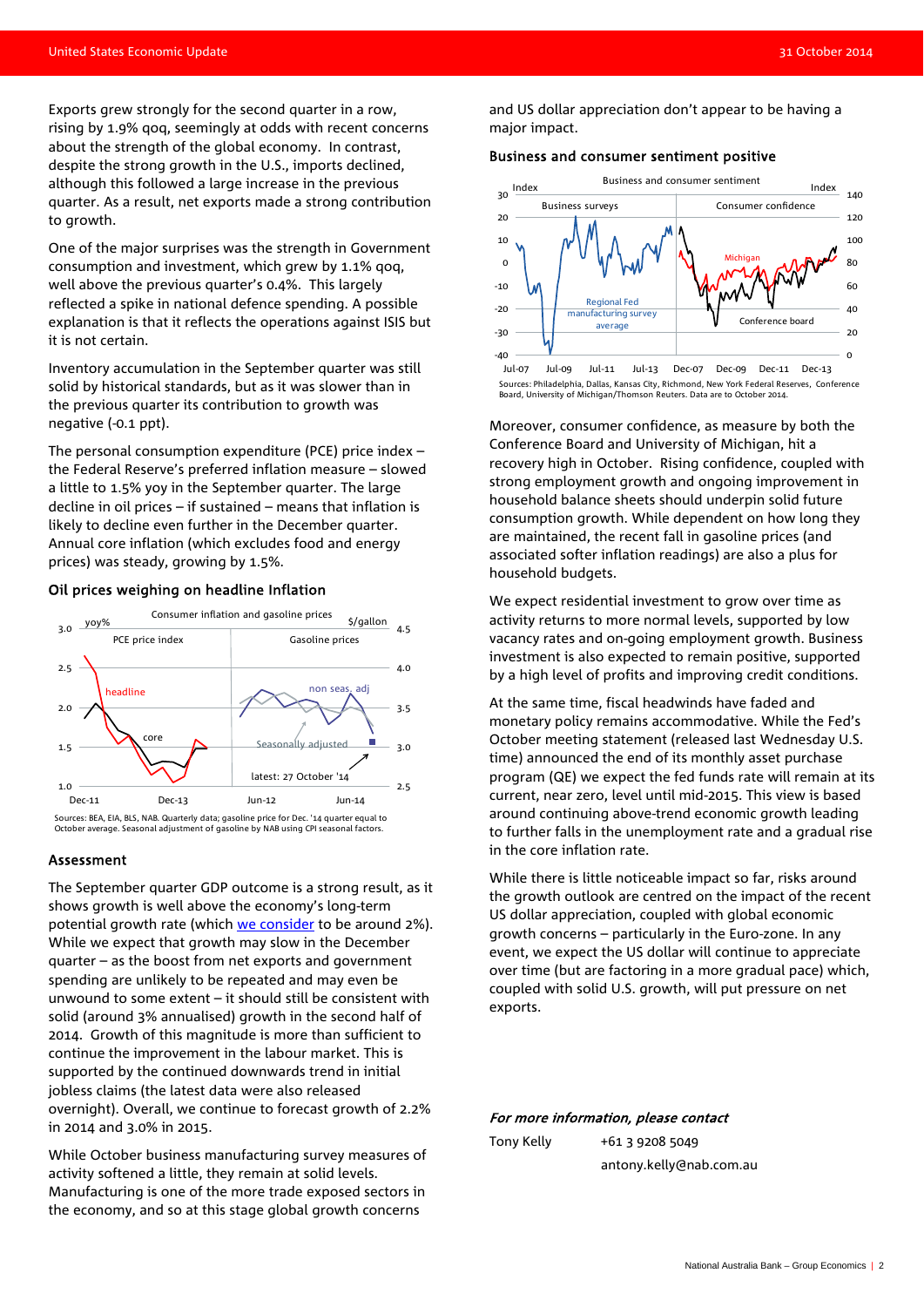Exports grew strongly for the second quarter in a row, rising by 1.9% qoq, seemingly at odds with recent concerns about the strength of the global economy. In contrast, despite the strong growth in the U.S., imports declined, although this followed a large increase in the previous quarter. As a result, net exports made a strong contribution to growth.

One of the major surprises was the strength in Government consumption and investment, which grew by 1.1% qoq, well above the previous quarter's 0.4%. This largely reflected a spike in national defence spending. A possible explanation is that it reflects the operations against ISIS but it is not certain.

Inventory accumulation in the September quarter was still solid by historical standards, but as it was slower than in the previous quarter its contribution to growth was negative (-0.1 ppt).

The personal consumption expenditure (PCE) price index – the Federal Reserve's preferred inflation measure – slowed a little to 1.5% yoy in the September quarter. The large decline in oil prices – if sustained – means that inflation is likely to decline even further in the December quarter. Annual core inflation (which excludes food and energy prices) was steady, growing by 1.5%.

### Oil prices weighing on headline Inflation

Sources: BEA, EIA, BLS, NAB. Quarterly data; gasoline price for Dec. '14 quarter equal to October average. Seasonal adjustment of gasoline by NAB using CPI seasonal factors.

### Assessment

The September quarter GDP outcome is a strong result, as it shows growth is well above the economy's long-term potential growth rate (which we consider to be around 2%). While we expect that growth may slow in the December quarter – as the boost from net exports and government spending are unlikely to be repeated and may even be unwound to some extent – it should still be consistent with solid (around 3% annualised) growth in the second half of 2014. Growth of this magnitude is more than sufficient to continue the improvement in the labour market. This is supported by the continued downwards trend in initial jobless claims (the latest data were also released overnight). Overall, we continue to forecast growth of 2.2% in 2014 and 3.0% in 2015.

While October business manufacturing survey measures of activity softened a little, they remain at solid levels. Manufacturing is one of the more trade exposed sectors in the economy, and so at this stage global growth concerns and US dollar appreciation don't appear to be having a major impact.

### Business and consumer sentiment positive

Sources: Philadelphia, Dallas, Kansas City, Richmond, New York Federal Reserves, Conference Board, University of Michigan/Thomson Reuters. Data are to October 2014.

Moreover, consumer confidence, as measure by both the Conference Board and University of Michigan, hit a recovery high in October. Rising confidence, coupled with strong employment growth and ongoing improvement in household balance sheets should underpin solid future consumption growth. While dependent on how long they are maintained, the recent fall in gasoline prices (and associated softer inflation readings) are also a plus for household budgets.

We expect residential investment to grow over time as activity returns to more normal levels, supported by low vacancy rates and on-going employment growth. Business investment is also expected to remain positive, supported by a high level of profits and improving credit conditions.

At the same time, fiscal headwinds have faded and monetary policy remains accommodative. While the Fed's October meeting statement (released last Wednesday U.S. time) announced the end of its monthly asset purchase program (QE) we expect the fed funds rate will remain at its current, near zero, level until mid-2015. This view is based around continuing above-trend economic growth leading to further falls in the unemployment rate and a gradual rise in the core inflation rate.

While there is little noticeable impact so far, risks around the growth outlook are centred on the impact of the recent US dollar appreciation, coupled with global economic growth concerns – particularly in the Euro-zone. In any event, we expect the US dollar will continue to appreciate over time (but are factoring in a more gradual pace) which, coupled with solid U.S. growth, will put pressure on net exports.

***For more information, please contact***

Tony Kelly  +61 3 9208 5049
antony.kelly@nab.com.au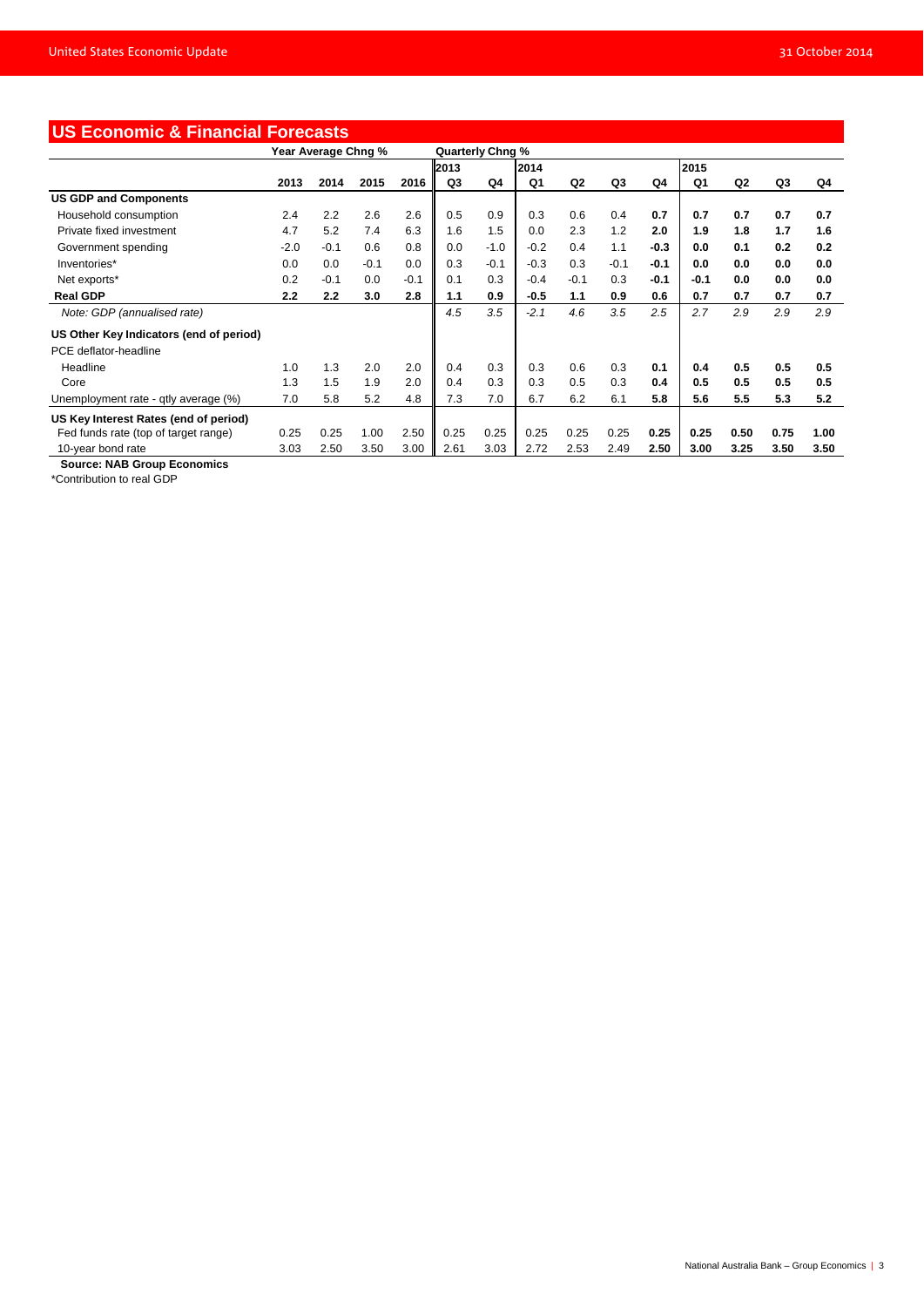## US Economic & Financial Forecasts

| | Year Average Chng % | | | | Quarterly Chng % | | | | | | | | | |
|---|---|---|---|---|---|---|---|---|---|---|---|---|---|---|
| | | | | | 2013 | | 2014 | | | | 2015 | | | |
| | 2013 | 2014 | 2015 | 2016 | Q3 | Q4 | Q1 | Q2 | Q3 | Q4 | Q1 | Q2 | Q3 | Q4 |
| **US GDP and Components** | | | | | | | | | | | | | | |
| Household consumption | 2.4 | 2.2 | 2.6 | 2.6 | 0.5 | 0.9 | 0.3 | 0.6 | 0.4 | **0.7** | **0.7** | **0.7** | **0.7** | **0.7** |
| Private fixed investment | 4.7 | 5.2 | 7.4 | 6.3 | 1.6 | 1.5 | 0.0 | 2.3 | 1.2 | **2.0** | **1.9** | **1.8** | **1.7** | **1.6** |
| Government spending | -2.0 | -0.1 | 0.6 | 0.8 | 0.0 | -1.0 | -0.2 | 0.4 | 1.1 | **-0.3** | **0.0** | **0.1** | **0.2** | **0.2** |
| Inventories* | 0.0 | 0.0 | -0.1 | 0.0 | 0.3 | -0.1 | -0.3 | 0.3 | -0.1 | **-0.1** | **0.0** | **0.0** | **0.0** | **0.0** |
| Net exports* | 0.2 | -0.1 | 0.0 | -0.1 | 0.1 | 0.3 | -0.4 | -0.1 | 0.3 | **-0.1** | **-0.1** | **0.0** | **0.0** | **0.0** |
| **Real GDP** | **2.2** | **2.2** | **3.0** | **2.8** | **1.1** | **0.9** | **-0.5** | **1.1** | **0.9** | **0.6** | **0.7** | **0.7** | **0.7** | **0.7** |
| *Note: GDP (annualised rate)* | | | | | *4.5* | *3.5* | *-2.1* | *4.6* | *3.5* | *2.5* | *2.7* | *2.9* | *2.9* | *2.9* |
| **US Other Key Indicators (end of period)** | | | | | | | | | | | | | | |
| PCE deflator-headline | | | | | | | | | | | | | | |
| Headline | 1.0 | 1.3 | 2.0 | 2.0 | 0.4 | 0.3 | 0.3 | 0.6 | 0.3 | **0.1** | **0.4** | **0.5** | **0.5** | **0.5** |
| Core | 1.3 | 1.5 | 1.9 | 2.0 | 0.4 | 0.3 | 0.3 | 0.5 | 0.3 | **0.4** | **0.5** | **0.5** | **0.5** | **0.5** |
| Unemployment rate - qtly average (%) | 7.0 | 5.8 | 5.2 | 4.8 | 7.3 | 7.0 | 6.7 | 6.2 | 6.1 | **5.8** | **5.6** | **5.5** | **5.3** | **5.2** |
| **US Key Interest Rates (end of period)** | | | | | | | | | | | | | | |
| Fed funds rate (top of target range) | 0.25 | 0.25 | 1.00 | 2.50 | 0.25 | 0.25 | 0.25 | 0.25 | 0.25 | **0.25** | **0.25** | **0.50** | **0.75** | **1.00** |
| 10-year bond rate | 3.03 | 2.50 | 3.50 | 3.00 | 2.61 | 3.03 | 2.72 | 2.53 | 2.49 | **2.50** | **3.00** | **3.25** | **3.50** | **3.50** |

**Source: NAB Group Economics**

*Contribution to real GDP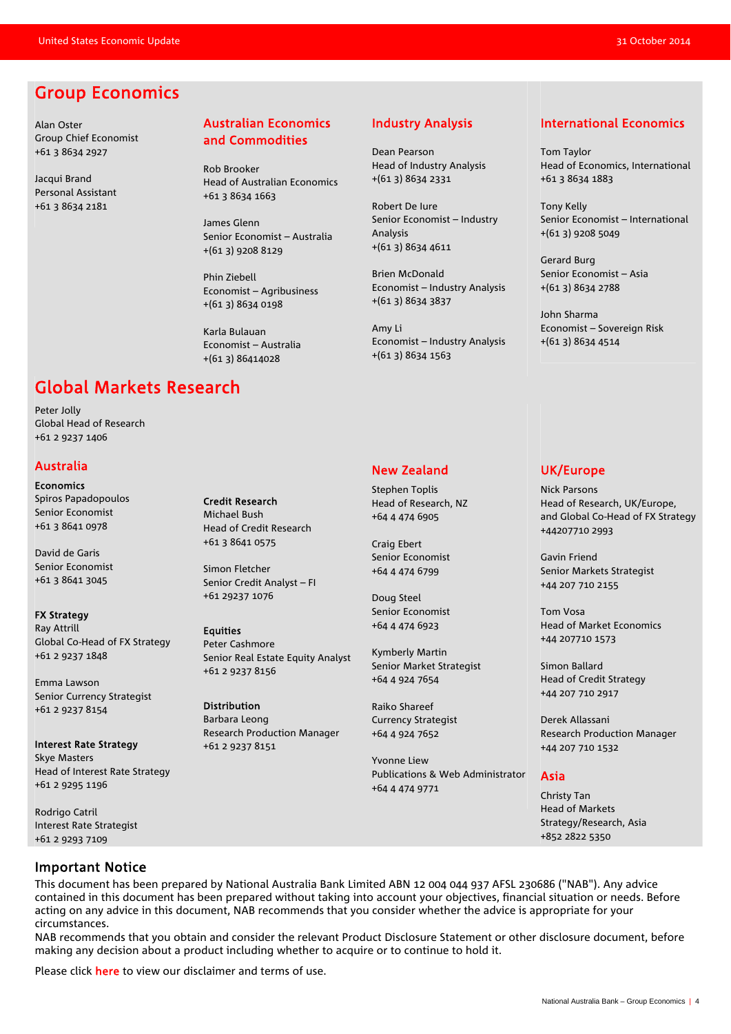# Group Economics

Alan Oster
Group Chief Economist
+61 3 8634 2927

Jacqui Brand
Personal Assistant
+61 3 8634 2181

## Australian Economics and Commodities

Rob Brooker
Head of Australian Economics
+61 3 8634 1663

James Glenn
Senior Economist – Australia
+(61 3) 9208 8129

Phin Ziebell
Economist – Agribusiness
+(61 3) 8634 0198

Karla Bulauan
Economist – Australia
+(61 3) 86414028

## Industry Analysis

Dean Pearson
Head of Industry Analysis
+(61 3) 8634 2331

Robert De Iure
Senior Economist – Industry Analysis
+(61 3) 8634 4611

Brien McDonald
Economist – Industry Analysis
+(61 3) 8634 3837

Amy Li
Economist – Industry Analysis
+(61 3) 8634 1563

## International Economics

Tom Taylor
Head of Economics, International
+61 3 8634 1883

Tony Kelly
Senior Economist – International
+(61 3) 9208 5049

Gerard Burg
Senior Economist – Asia
+(61 3) 8634 2788

John Sharma
Economist – Sovereign Risk
+(61 3) 8634 4514

# Global Markets Research

Peter Jolly
Global Head of Research
+61 2 9237 1406

## Australia

**Economics**
Spiros Papadopoulos
Senior Economist
+61 3 8641 0978

David de Garis
Senior Economist
+61 3 8641 3045

**FX Strategy**
Ray Attrill
Global Co-Head of FX Strategy
+61 2 9237 1848

Emma Lawson
Senior Currency Strategist
+61 2 9237 8154

**Interest Rate Strategy**
Skye Masters
Head of Interest Rate Strategy
+61 2 9295 1196

Rodrigo Catril
Interest Rate Strategist
+61 2 9293 7109

**Credit Research**
Michael Bush
Head of Credit Research
+61 3 8641 0575

Simon Fletcher
Senior Credit Analyst – FI
+61 29237 1076

**Equities**
Peter Cashmore
Senior Real Estate Equity Analyst
+61 2 9237 8156

**Distribution**
Barbara Leong
Research Production Manager
+61 2 9237 8151

## New Zealand

Stephen Toplis
Head of Research, NZ
+64 4 474 6905

Craig Ebert
Senior Economist
+64 4 474 6799

Doug Steel
Senior Economist
+64 4 474 6923

Kymberly Martin
Senior Market Strategist
+64 4 924 7654

Raiko Shareef
Currency Strategist
+64 4 924 7652

Yvonne Liew
Publications & Web Administrator
+64 4 474 9771

## UK/Europe

Nick Parsons
Head of Research, UK/Europe, and Global Co-Head of FX Strategy
+44207710 2993

Gavin Friend
Senior Markets Strategist
+44 207 710 2155

Tom Vosa
Head of Market Economics
+44 207710 1573

Simon Ballard
Head of Credit Strategy
+44 207 710 2917

Derek Allassani
Research Production Manager
+44 207 710 1532

## Asia

Christy Tan
Head of Markets Strategy/Research, Asia
+852 2822 5350

## Important Notice

This document has been prepared by National Australia Bank Limited ABN 12 004 044 937 AFSL 230686 ("NAB"). Any advice contained in this document has been prepared without taking into account your objectives, financial situation or needs. Before acting on any advice in this document, NAB recommends that you consider whether the advice is appropriate for your circumstances.
NAB recommends that you obtain and consider the relevant Product Disclosure Statement or other disclosure document, before making any decision about a product including whether to acquire or to continue to hold it.

Please click here to view our disclaimer and terms of use.